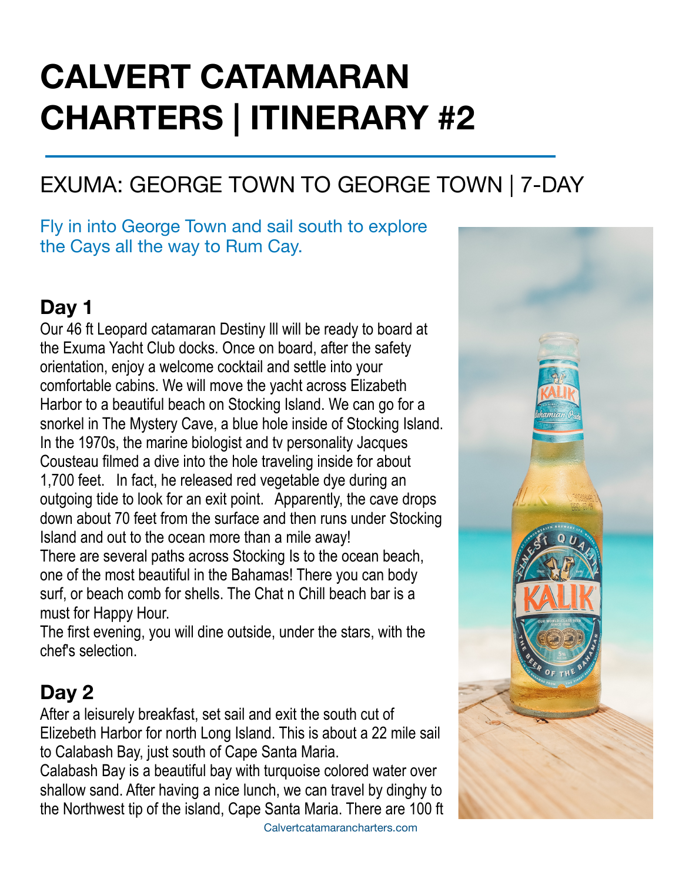# CALVERT CATAMARAN CHARTERS | ITINERARY #2

## EXUMA: GEORGE TOWN TO GEORGE TOWN | 7-DAY

Fly in into George Town and sail south to explore the Cays all the way to Rum Cay.

### Day 1

Our 46 ft Leopard catamaran Destiny lll will be ready to board at the Exuma Yacht Club docks. Once on board, after the safety orientation, enjoy a welcome cocktail and settle into your comfortable cabins. We will move the yacht across Elizabeth Harbor to a beautiful beach on Stocking Island. We can go for a snorkel in The Mystery Cave, a blue hole inside of Stocking Island. In the 1970s, the marine biologist and tv personality Jacques Cousteau filmed a dive into the hole traveling inside for about 1,700 feet. In fact, he released red vegetable dye during an outgoing tide to look for an exit point. Apparently, the cave drops down about 70 feet from the surface and then runs under Stocking Island and out to the ocean more than a mile away!

There are several paths across Stocking Is to the ocean beach, one of the most beautiful in the Bahamas! There you can body surf, or beach comb for shells. The Chat n Chill beach bar is a must for Happy Hour.

The first evening, you will dine outside, under the stars, with the chef's selection.

### Day 2

After a leisurely breakfast, set sail and exit the south cut of Elizebeth Harbor for north Long Island. This is about a 22 mile sail to Calabash Bay, just south of Cape Santa Maria.

Calabash Bay is a beautiful bay with turquoise colored water over shallow sand. After having a nice lunch, we can travel by dinghy to the Northwest tip of the island, Cape Santa Maria. There are 100 ft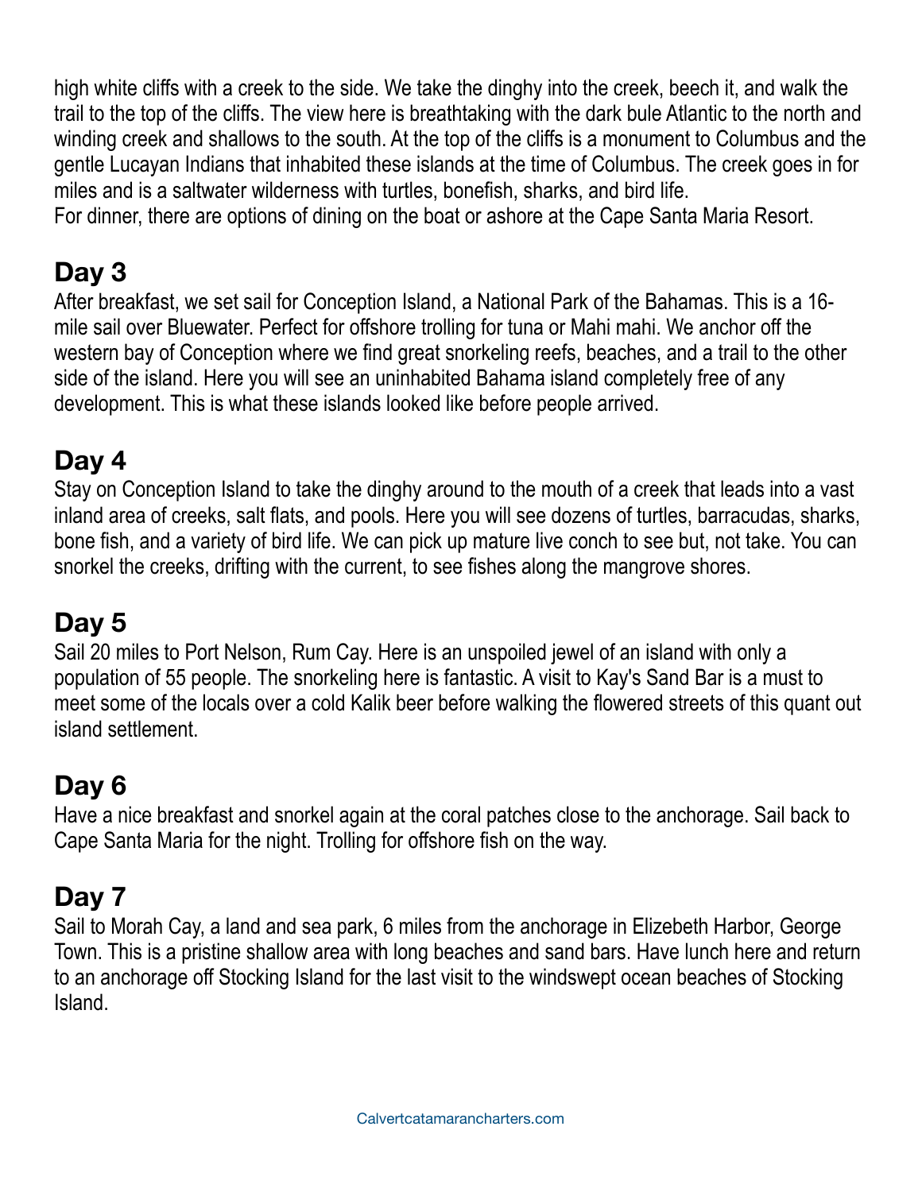high white cliffs with a creek to the side. We take the dinghy into the creek, beech it, and walk the trail to the top of the cliffs. The view here is breathtaking with the dark bule Atlantic to the north and winding creek and shallows to the south. At the top of the cliffs is a monument to Columbus and the gentle Lucayan Indians that inhabited these islands at the time of Columbus. The creek goes in for miles and is a saltwater wilderness with turtles, bonefish, sharks, and bird life.
For dinner, there are options of dining on the boat or ashore at the Cape Santa Maria Resort.

## Day 3

After breakfast, we set sail for Conception Island, a National Park of the Bahamas. This is a 16-mile sail over Bluewater. Perfect for offshore trolling for tuna or Mahi mahi. We anchor off the western bay of Conception where we find great snorkeling reefs, beaches, and a trail to the other side of the island. Here you will see an uninhabited Bahama island completely free of any development. This is what these islands looked like before people arrived.

## Day 4

Stay on Conception Island to take the dinghy around to the mouth of a creek that leads into a vast inland area of creeks, salt flats, and pools. Here you will see dozens of turtles, barracudas, sharks, bone fish, and a variety of bird life. We can pick up mature live conch to see but, not take. You can snorkel the creeks, drifting with the current, to see fishes along the mangrove shores.

## Day 5

Sail 20 miles to Port Nelson, Rum Cay. Here is an unspoiled jewel of an island with only a population of 55 people. The snorkeling here is fantastic. A visit to Kay's Sand Bar is a must to meet some of the locals over a cold Kalik beer before walking the flowered streets of this quant out island settlement.

## Day 6

Have a nice breakfast and snorkel again at the coral patches close to the anchorage. Sail back to Cape Santa Maria for the night. Trolling for offshore fish on the way.

## Day 7

Sail to Morah Cay, a land and sea park, 6 miles from the anchorage in Elizebeth Harbor, George Town. This is a pristine shallow area with long beaches and sand bars. Have lunch here and return to an anchorage off Stocking Island for the last visit to the windswept ocean beaches of Stocking Island.